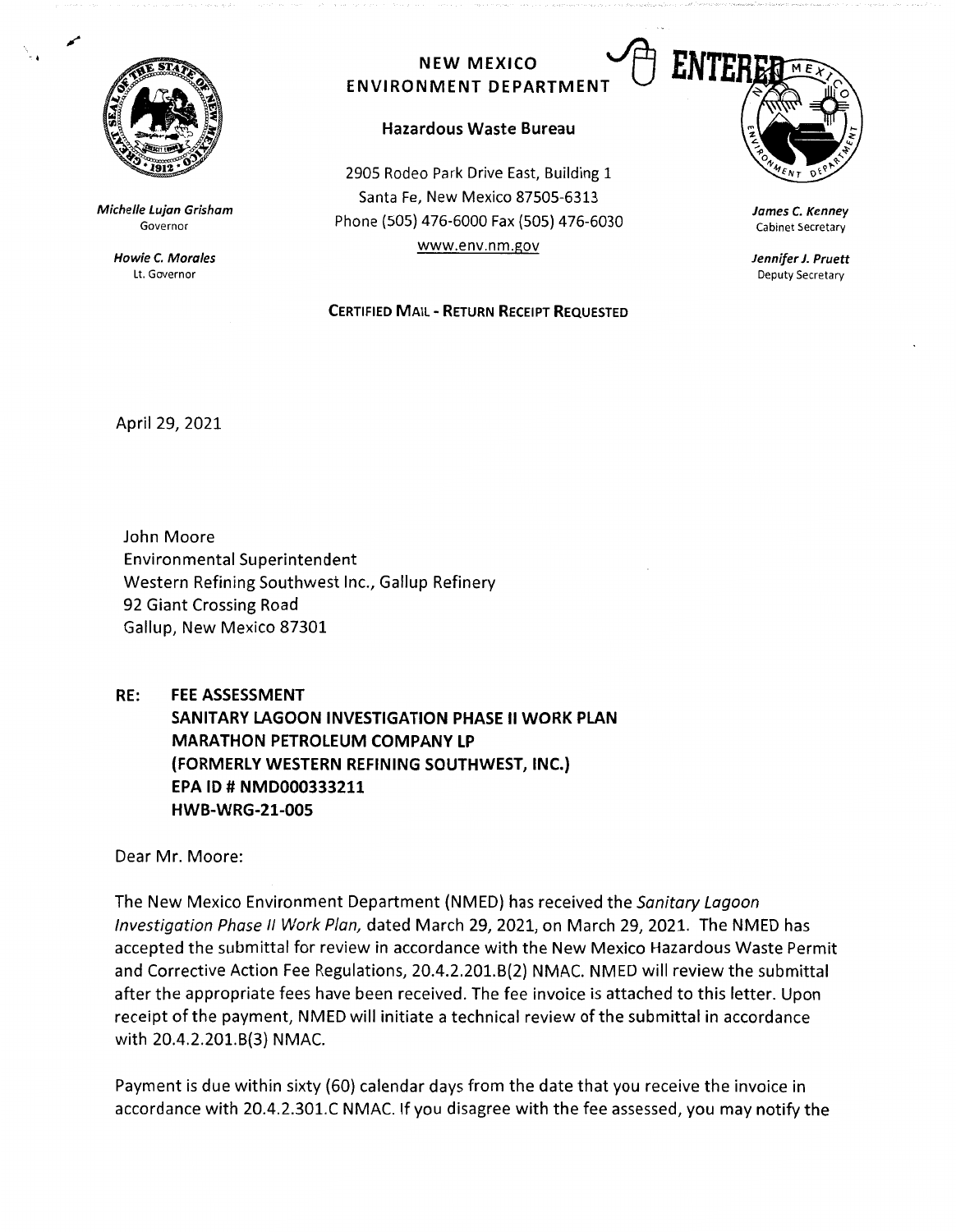Michelle Lujan Grisham
Governor

Howie C. Morales
Lt. Governor

**NEW MEXICO ENVIRONMENT DEPARTMENT**

**Hazardous Waste Bureau**

2905 Rodeo Park Drive East, Building 1
Santa Fe, New Mexico 87505-6313
Phone (505) 476-6000 Fax (505) 476-6030
www.env.nm.gov

ENTERED

James C. Kenney
Cabinet Secretary

Jennifer J. Pruett
Deputy Secretary

**CERTIFIED MAIL - RETURN RECEIPT REQUESTED**

April 29, 2021

John Moore
Environmental Superintendent
Western Refining Southwest Inc., Gallup Refinery
92 Giant Crossing Road
Gallup, New Mexico 87301

**RE: FEE ASSESSMENT**
**SANITARY LAGOON INVESTIGATION PHASE II WORK PLAN**
**MARATHON PETROLEUM COMPANY LP**
**(FORMERLY WESTERN REFINING SOUTHWEST, INC.)**
**EPA ID # NMD000333211**
**HWB-WRG-21-005**

Dear Mr. Moore:

The New Mexico Environment Department (NMED) has received the *Sanitary Lagoon Investigation Phase II Work Plan,* dated March 29, 2021, on March 29, 2021. The NMED has accepted the submittal for review in accordance with the New Mexico Hazardous Waste Permit and Corrective Action Fee Regulations, 20.4.2.201.B(2) NMAC. NMED will review the submittal after the appropriate fees have been received. The fee invoice is attached to this letter. Upon receipt of the payment, NMED will initiate a technical review of the submittal in accordance with 20.4.2.201.B(3) NMAC.

Payment is due within sixty (60) calendar days from the date that you receive the invoice in accordance with 20.4.2.301.C NMAC. If you disagree with the fee assessed, you may notify the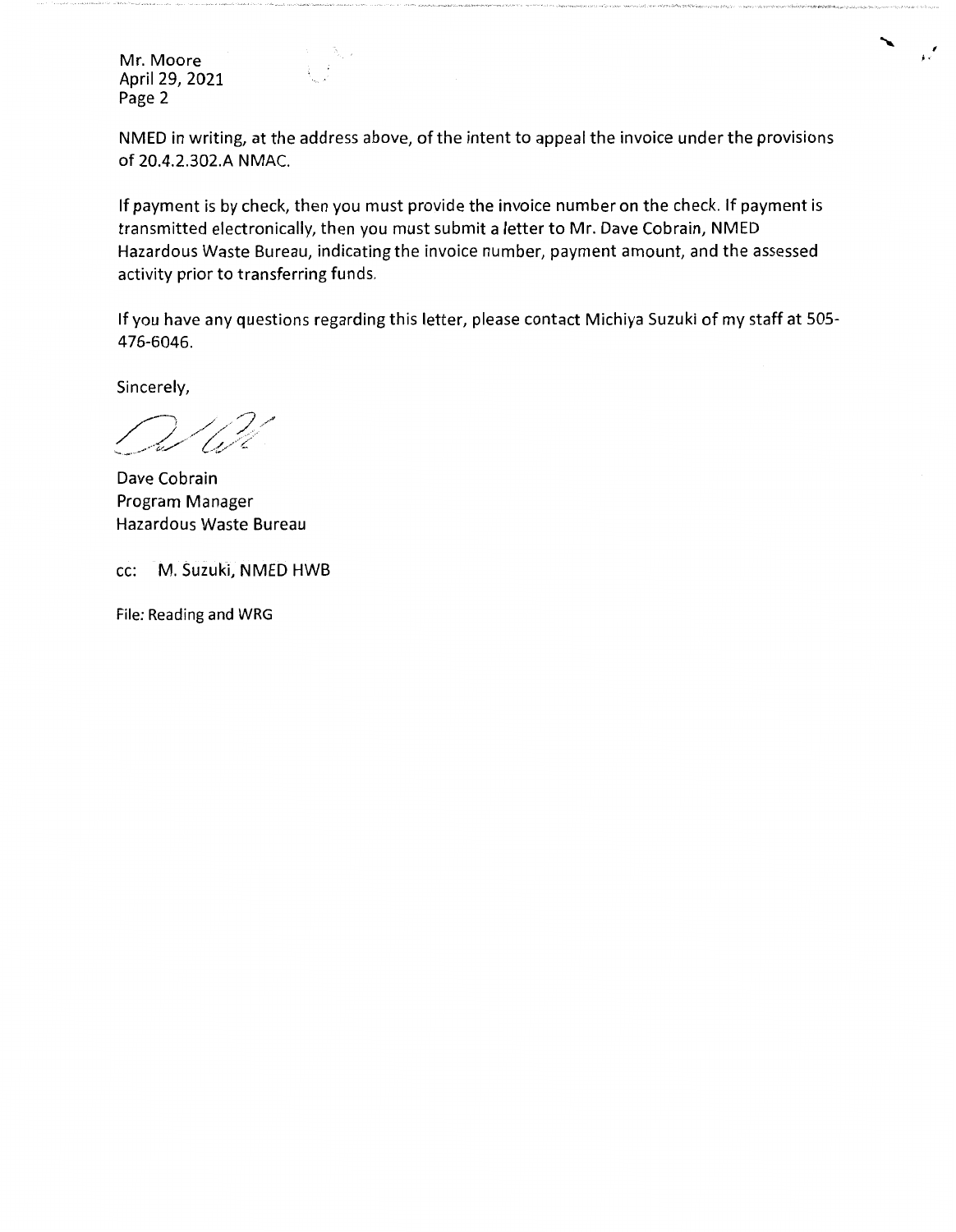NMED in writing, at the address above, of the intent to appeal the invoice under the provisions of 20.4.2.302.A NMAC.

If payment is by check, then you must provide the invoice number on the check. If payment is transmitted electronically, then you must submit a letter to Mr. Dave Cobrain, NMED Hazardous Waste Bureau, indicating the invoice number, payment amount, and the assessed activity prior to transferring funds.

If you have any questions regarding this letter, please contact Michiya Suzuki of my staff at 505-476-6046.

Sincerely,

Dave Cobrain
Program Manager
Hazardous Waste Bureau

cc: M. Suzuki, NMED HWB

File: Reading and WRG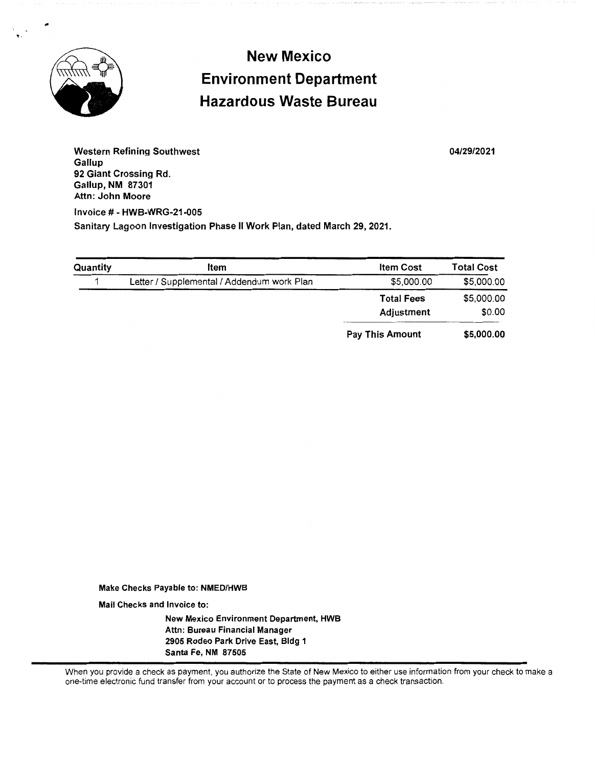# New Mexico Environment Department Hazardous Waste Bureau

**Western Refining Southwest**
**Gallup**
**92 Giant Crossing Rd.**
**Gallup, NM 87301**
**Attn: John Moore**

**04/29/2021**

Invoice # - **HWB-WRG-21-005**

**Sanitary Lagoon Investigation Phase II Work Plan, dated March 29, 2021.**

| Quantity | Item | Item Cost | Total Cost |
|---|---|---|---|
| 1 | Letter / Supplemental / Addendum work Plan | $5,000.00 | $5,000.00 |
| | | **Total Fees** | $5,000.00 |
| | | **Adjustment** | $0.00 |
| | | **Pay This Amount** | **$5,000.00** |

**Make Checks Payable to: NMED/HWB**

**Mail Checks and Invoice to:**

**New Mexico Environment Department, HWB**
**Attn: Bureau Financial Manager**
**2905 Rodeo Park Drive East, Bldg 1**
**Santa Fe, NM 87505**

When you provide a check as payment, you authorize the State of New Mexico to either use information from your check to make a one-time electronic fund transfer from your account or to process the payment as a check transaction.